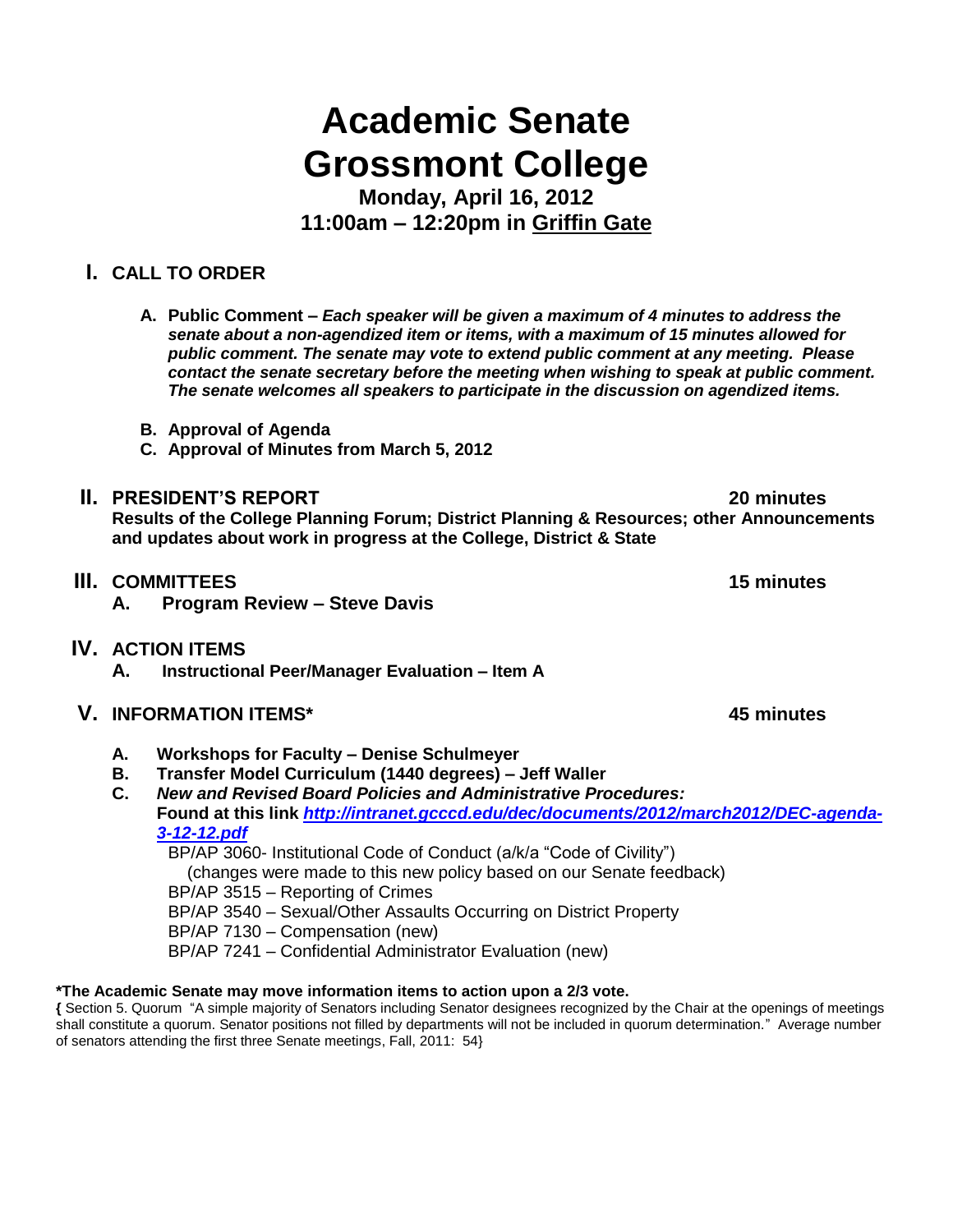# Academic Senate
# Grossmont College

**Monday, April 16, 2012**
**11:00am – 12:20pm in Griffin Gate**

## I. CALL TO ORDER

**A. Public Comment –** ***Each speaker will be given a maximum of 4 minutes to address the senate about a non-agendized item or items, with a maximum of 15 minutes allowed for public comment. The senate may vote to extend public comment at any meeting. Please contact the senate secretary before the meeting when wishing to speak at public comment. The senate welcomes all speakers to participate in the discussion on agendized items.***

**B. Approval of Agenda**

**C. Approval of Minutes from March 5, 2012**

## II. PRESIDENT'S REPORT — 20 minutes

**Results of the College Planning Forum; District Planning & Resources; other Announcements and updates about work in progress at the College, District & State**

## III. COMMITTEES — 15 minutes

**A. Program Review – Steve Davis**

## IV. ACTION ITEMS

**A. Instructional Peer/Manager Evaluation – Item A**

## V. INFORMATION ITEMS* — 45 minutes

**A. Workshops for Faculty – Denise Schulmeyer**

**B. Transfer Model Curriculum (1440 degrees) – Jeff Waller**

**C.** ***New and Revised Board Policies and Administrative Procedures:***
**Found at this link** ***http://intranet.gcccd.edu/dec/documents/2012/march2012/DEC-agenda-3-12-12.pdf***

BP/AP 3060- Institutional Code of Conduct (a/k/a "Code of Civility")
(changes were made to this new policy based on our Senate feedback)
BP/AP 3515 – Reporting of Crimes
BP/AP 3540 – Sexual/Other Assaults Occurring on District Property
BP/AP 7130 – Compensation (new)
BP/AP 7241 – Confidential Administrator Evaluation (new)

**\*The Academic Senate may move information items to action upon a 2/3 vote.**

{ Section 5. Quorum "A simple majority of Senators including Senator designees recognized by the Chair at the openings of meetings shall constitute a quorum. Senator positions not filled by departments will not be included in quorum determination." Average number of senators attending the first three Senate meetings, Fall, 2011: 54}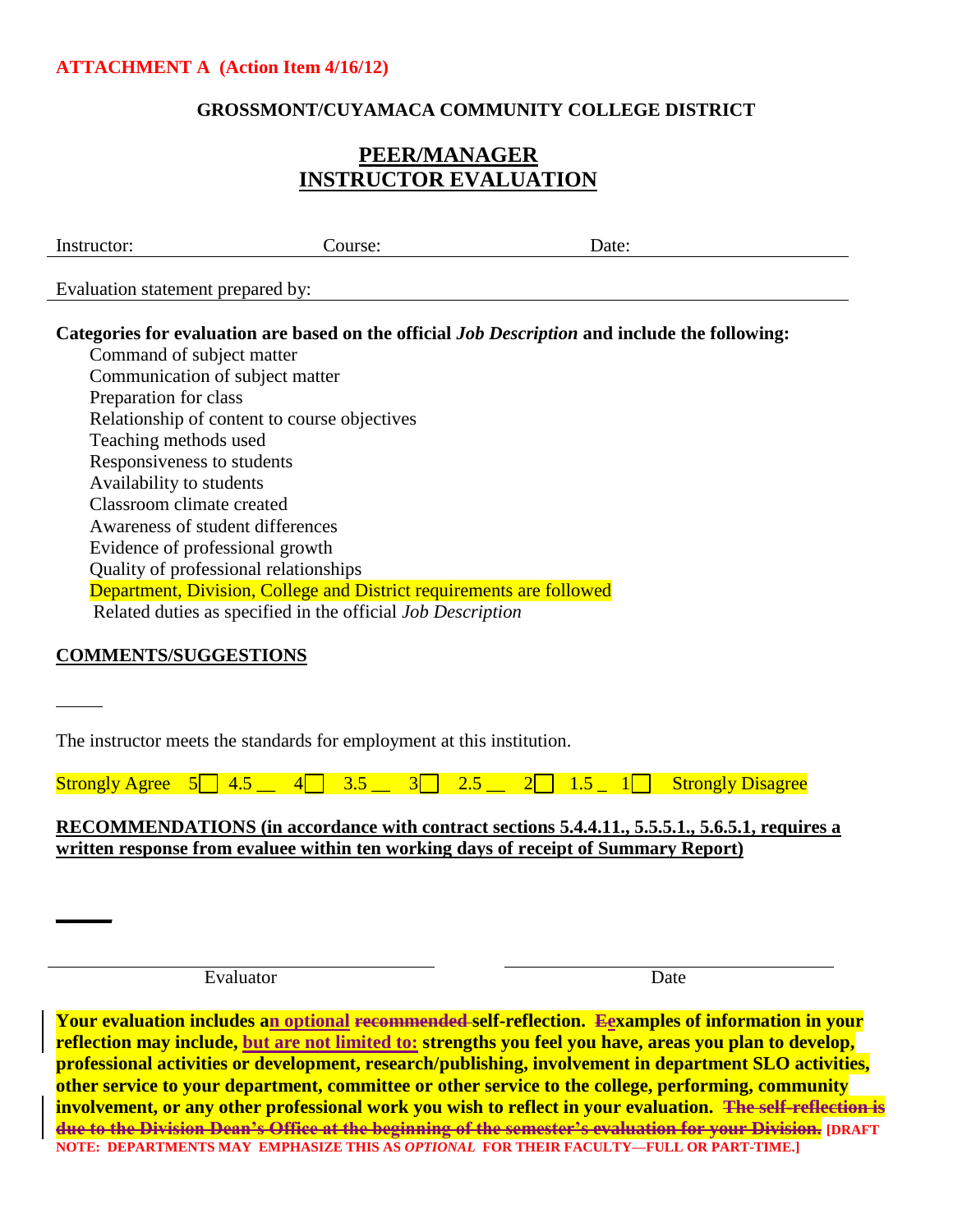**ATTACHMENT A (Action Item 4/16/12)**

**GROSSMONT/CUYAMACA COMMUNITY COLLEGE DISTRICT**

# PEER/MANAGER INSTRUCTOR EVALUATION

Instructor: Course: Date:

Evaluation statement prepared by:

**Categories for evaluation are based on the official *Job Description* and include the following:**

- Command of subject matter
- Communication of subject matter
- Preparation for class
- Relationship of content to course objectives
- Teaching methods used
- Responsiveness to students
- Availability to students
- Classroom climate created
- Awareness of student differences
- Evidence of professional growth
- Quality of professional relationships
- Department, Division, College and District requirements are followed
- Related duties as specified in the official *Job Description*

## COMMENTS/SUGGESTIONS

The instructor meets the standards for employment at this institution.

Strongly Agree 5☐ 4.5 __ 4☐ 3.5 __ 3☐ 2.5 __ 2☐ 1.5 _ 1☐ Strongly Disagree

**RECOMMENDATIONS (in accordance with contract sections 5.4.4.11., 5.5.5.1., 5.6.5.1, requires a written response from evaluee within ten working days of receipt of Summary Report)**

Evaluator Date

**Your evaluation includes an optional ~~recommended~~ self-reflection. ~~E~~examples of information in your reflection may include, but are not limited to: strengths you feel you have, areas you plan to develop, professional activities or development, research/publishing, involvement in department SLO activities, other service to your department, committee or other service to the college, performing, community involvement, or any other professional work you wish to reflect in your evaluation. ~~The self-reflection is due to the Division Dean's Office at the beginning of the semester's evaluation for your Division.~~ [DRAFT NOTE: DEPARTMENTS MAY EMPHASIZE THIS AS *OPTIONAL* FOR THEIR FACULTY—FULL OR PART-TIME.]**